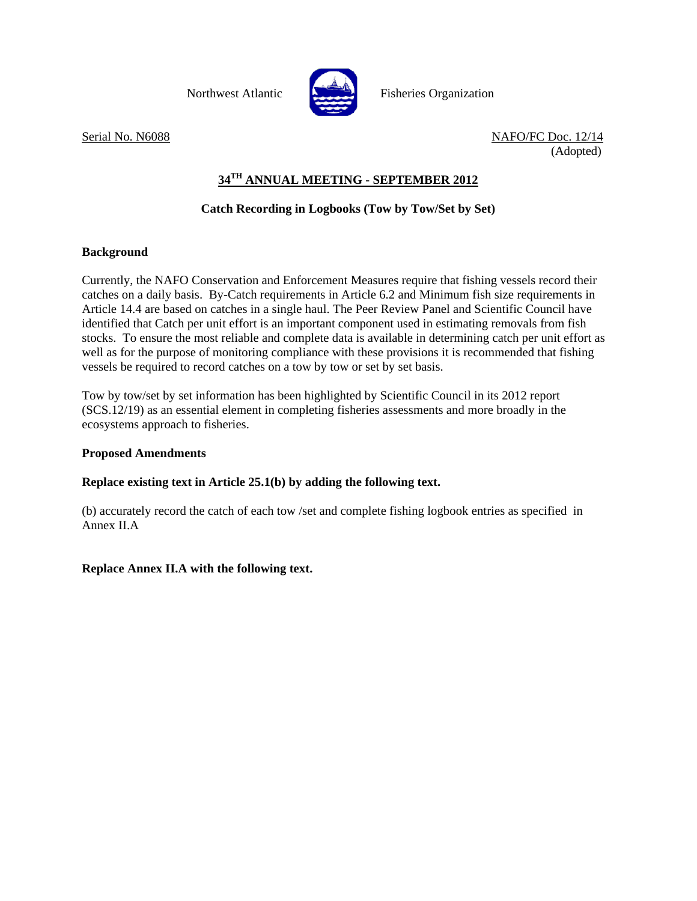Northwest Atlantic Fisheries Organization

Serial No. N6088

NAFO/FC Doc. 12/14
(Adopted)

## 34TH ANNUAL MEETING - SEPTEMBER 2012

### Catch Recording in Logbooks (Tow by Tow/Set by Set)

**Background**

Currently, the NAFO Conservation and Enforcement Measures require that fishing vessels record their catches on a daily basis. By-Catch requirements in Article 6.2 and Minimum fish size requirements in Article 14.4 are based on catches in a single haul. The Peer Review Panel and Scientific Council have identified that Catch per unit effort is an important component used in estimating removals from fish stocks. To ensure the most reliable and complete data is available in determining catch per unit effort as well as for the purpose of monitoring compliance with these provisions it is recommended that fishing vessels be required to record catches on a tow by tow or set by set basis.

Tow by tow/set by set information has been highlighted by Scientific Council in its 2012 report (SCS.12/19) as an essential element in completing fisheries assessments and more broadly in the ecosystems approach to fisheries.

**Proposed Amendments**

**Replace existing text in Article 25.1(b) by adding the following text.**

(b) accurately record the catch of each tow /set and complete fishing logbook entries as specified in Annex II.A

**Replace Annex II.A with the following text.**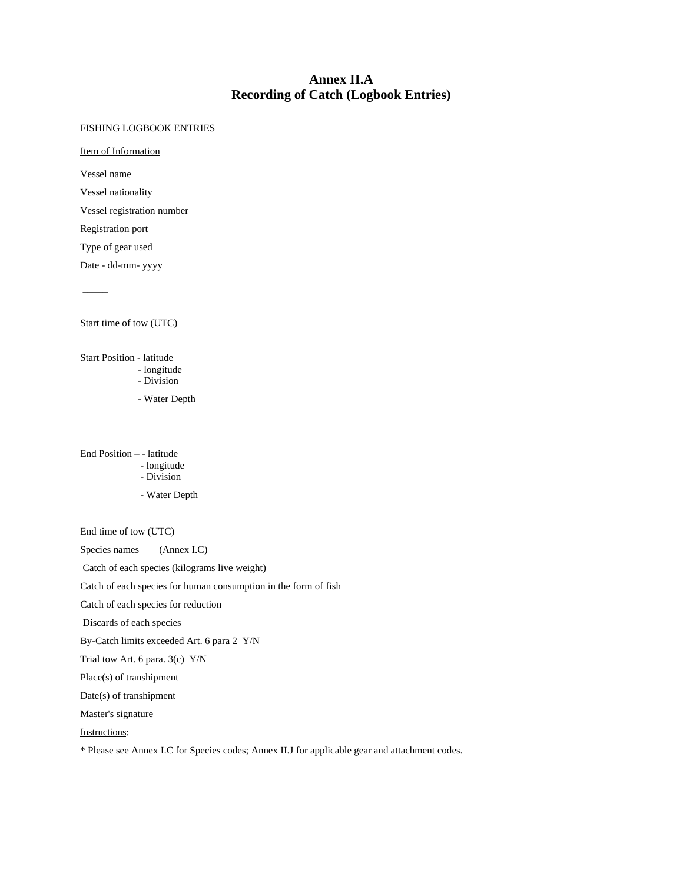# Annex II.A
# Recording of Catch (Logbook Entries)

FISHING LOGBOOK ENTRIES

Item of Information

Vessel name

Vessel nationality

Vessel registration number

Registration port

Type of gear used

Date - dd-mm- yyyy

_____

Start time of tow (UTC)

Start Position - latitude
- longitude
- Division

- Water Depth

End Position – - latitude
- longitude
- Division

- Water Depth

End time of tow (UTC)

Species names (Annex I.C)

Catch of each species (kilograms live weight)

Catch of each species for human consumption in the form of fish

Catch of each species for reduction

Discards of each species

By-Catch limits exceeded Art. 6 para 2 Y/N

Trial tow Art. 6 para. 3(c) Y/N

Place(s) of transhipment

Date(s) of transhipment

Master's signature

Instructions:

* Please see Annex I.C for Species codes; Annex II.J for applicable gear and attachment codes.